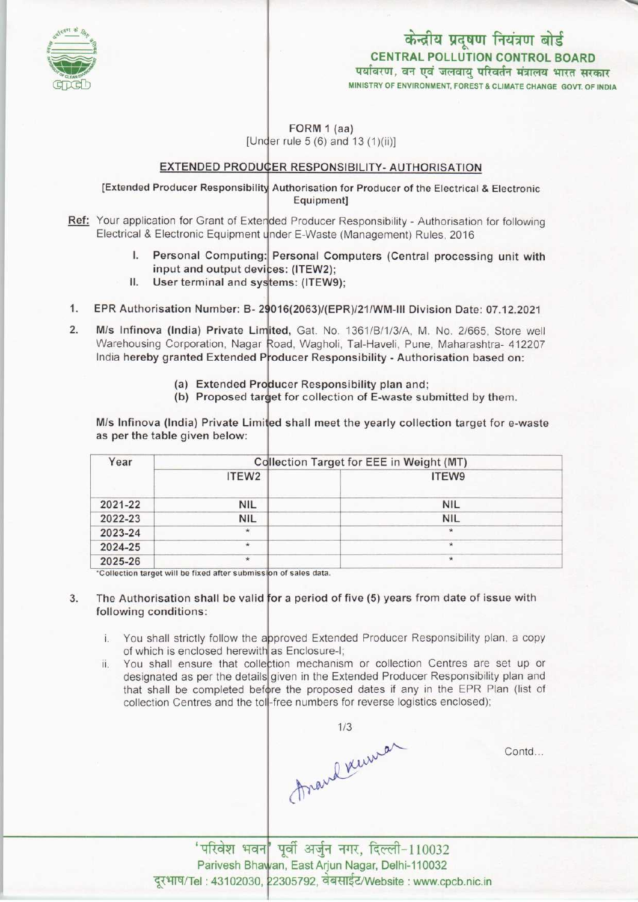केन्द्रीय प्रदूषण नियंत्रण बोर्ड
**CENTRAL POLLUTION CONTROL BOARD**
पर्यावरण, वन एवं जलवायु परिवर्तन मंत्रालय भारत सरकार
MINISTRY OF ENVIRONMENT, FOREST & CLIMATE CHANGE GOVT. OF INDIA

FORM 1 (aa)
[Under rule 5 (6) and 13 (1)(ii)]

## EXTENDED PRODUCER RESPONSIBILITY- AUTHORISATION

[Extended Producer Responsibility Authorisation for Producer of the Electrical & Electronic Equipment]

**Ref:** Your application for Grant of Extended Producer Responsibility - Authorisation for following Electrical & Electronic Equipment under E-Waste (Management) Rules, 2016

I. **Personal Computing: Personal Computers (Central processing unit with input and output devices: (ITEW2);**
II. **User terminal and systems: (ITEW9);**

1. EPR Authorisation Number: B- 29016(2063)/(EPR)/21/WM-III Division Date: 07.12.2021

2. **M/s Infinova (India) Private Limited,** Gat. No. 1361/B/1/3/A, M. No. 2/665, Store well Warehousing Corporation, Nagar Road, Wagholi, Tal-Haveli, Pune, Maharashtra- 412207 India **hereby granted Extended Producer Responsibility - Authorisation based on:**

   **(a) Extended Producer Responsibility plan and;**
   **(b) Proposed target for collection of E-waste submitted by them.**

**M/s Infinova (India) Private Limited shall meet the yearly collection target for e-waste** as per the table given below:

| Year | Collection Target for EEE in Weight (MT) | |
|---|---|---|
| | ITEW2 | ITEW9 |
| 2021-22 | NIL | NIL |
| 2022-23 | NIL | NIL |
| 2023-24 | * | * |
| 2024-25 | * | * |
| 2025-26 | * | * |

*Collection target will be fixed after submission of sales data.

3. The Authorisation shall be valid for a period of five (5) years from date of issue with following conditions:

   i. You shall strictly follow the approved Extended Producer Responsibility plan, a copy of which is enclosed herewith as Enclosure-I;
   ii. You shall ensure that collection mechanism or collection Centres are set up or designated as per the details given in the Extended Producer Responsibility plan and that shall be completed before the proposed dates if any in the EPR Plan (list of collection Centres and the toll-free numbers for reverse logistics enclosed);

Contd...

'परिवेश भवन' पूर्वी अर्जुन नगर, दिल्ली-110032
Parivesh Bhawan, East Arjun Nagar, Delhi-110032
दूरभाष/Tel : 43102030, 22305792, वेबसाईट/Website : www.cpcb.nic.in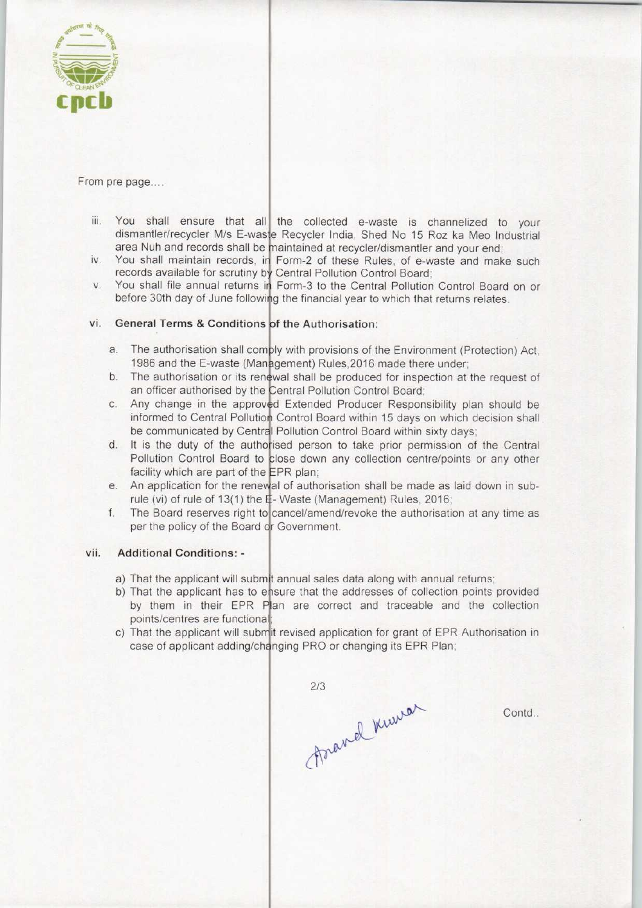From pre page....

iii. You shall ensure that all the collected e-waste is channelized to your dismantler/recycler M/s E-waste Recycler India, Shed No 15 Roz ka Meo Industrial area Nuh and records shall be maintained at recycler/dismantler and your end;

iv. You shall maintain records, in Form-2 of these Rules, of e-waste and make such records available for scrutiny by Central Pollution Control Board;

v. You shall file annual returns in Form-3 to the Central Pollution Control Board on or before 30th day of June following the financial year to which that returns relates.

vi. **General Terms & Conditions of the Authorisation:**

a. The authorisation shall comply with provisions of the Environment (Protection) Act, 1986 and the E-waste (Management) Rules,2016 made there under;

b. The authorisation or its renewal shall be produced for inspection at the request of an officer authorised by the Central Pollution Control Board;

c. Any change in the approved Extended Producer Responsibility plan should be informed to Central Pollution Control Board within 15 days on which decision shall be communicated by Central Pollution Control Board within sixty days;

d. It is the duty of the authorised person to take prior permission of the Central Pollution Control Board to close down any collection centre/points or any other facility which are part of the EPR plan;

e. An application for the renewal of authorisation shall be made as laid down in sub-rule (vi) of rule of 13(1) the E- Waste (Management) Rules, 2016;

f. The Board reserves right to cancel/amend/revoke the authorisation at any time as per the policy of the Board or Government.

vii. **Additional Conditions: -**

a) That the applicant will submit annual sales data along with annual returns;

b) That the applicant has to ensure that the addresses of collection points provided by them in their EPR Plan are correct and traceable and the collection points/centres are functional;

c) That the applicant will submit revised application for grant of EPR Authorisation in case of applicant adding/changing PRO or changing its EPR Plan;

Contd..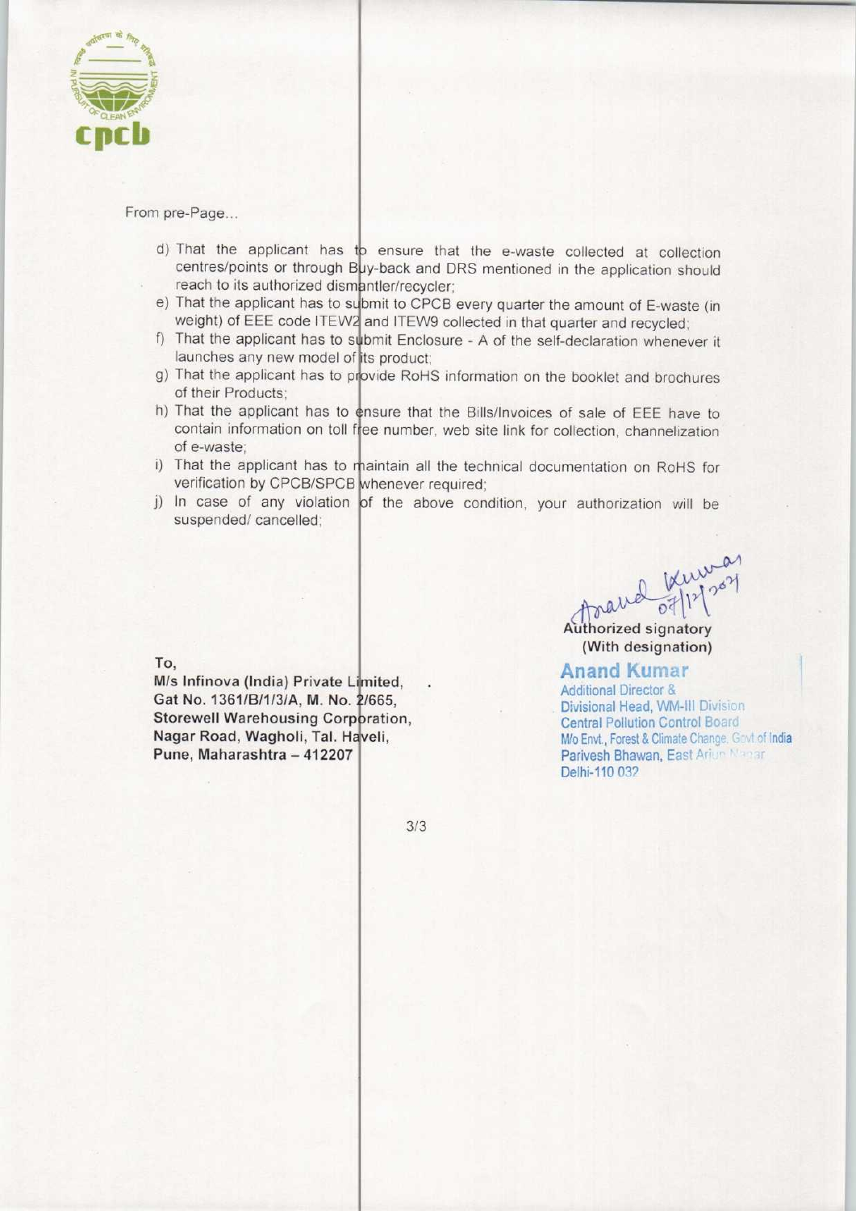From pre-Page...

d) That the applicant has to ensure that the e-waste collected at collection centres/points or through Buy-back and DRS mentioned in the application should reach to its authorized dismantler/recycler;

e) That the applicant has to submit to CPCB every quarter the amount of E-waste (in weight) of EEE code ITEW2 and ITEW9 collected in that quarter and recycled;

f) That the applicant has to submit Enclosure - A of the self-declaration whenever it launches any new model of its product;

g) That the applicant has to provide RoHS information on the booklet and brochures of their Products;

h) That the applicant has to ensure that the Bills/Invoices of sale of EEE have to contain information on toll free number, web site link for collection, channelization of e-waste;

i) That the applicant has to maintain all the technical documentation on RoHS for verification by CPCB/SPCB whenever required;

j) In case of any violation of the above condition, your authorization will be suspended/ cancelled;

Anand Kumar 07/12/2021

**Authorized signatory**
**(With designation)**

**Anand Kumar**
Additional Director &
Divisional Head, WM-III Division
Central Pollution Control Board
M/o Envt., Forest & Climate Change, Govt of India
Parivesh Bhawan, East Arjun Nagar
Delhi-110 032

To,

**M/s Infinova (India) Private Limited,**
**Gat No. 1361/B/1/3/A, M. No. 2/665,**
**Storewell Warehousing Corporation,**
**Nagar Road, Wagholi, Tal. Haveli,**
**Pune, Maharashtra – 412207**